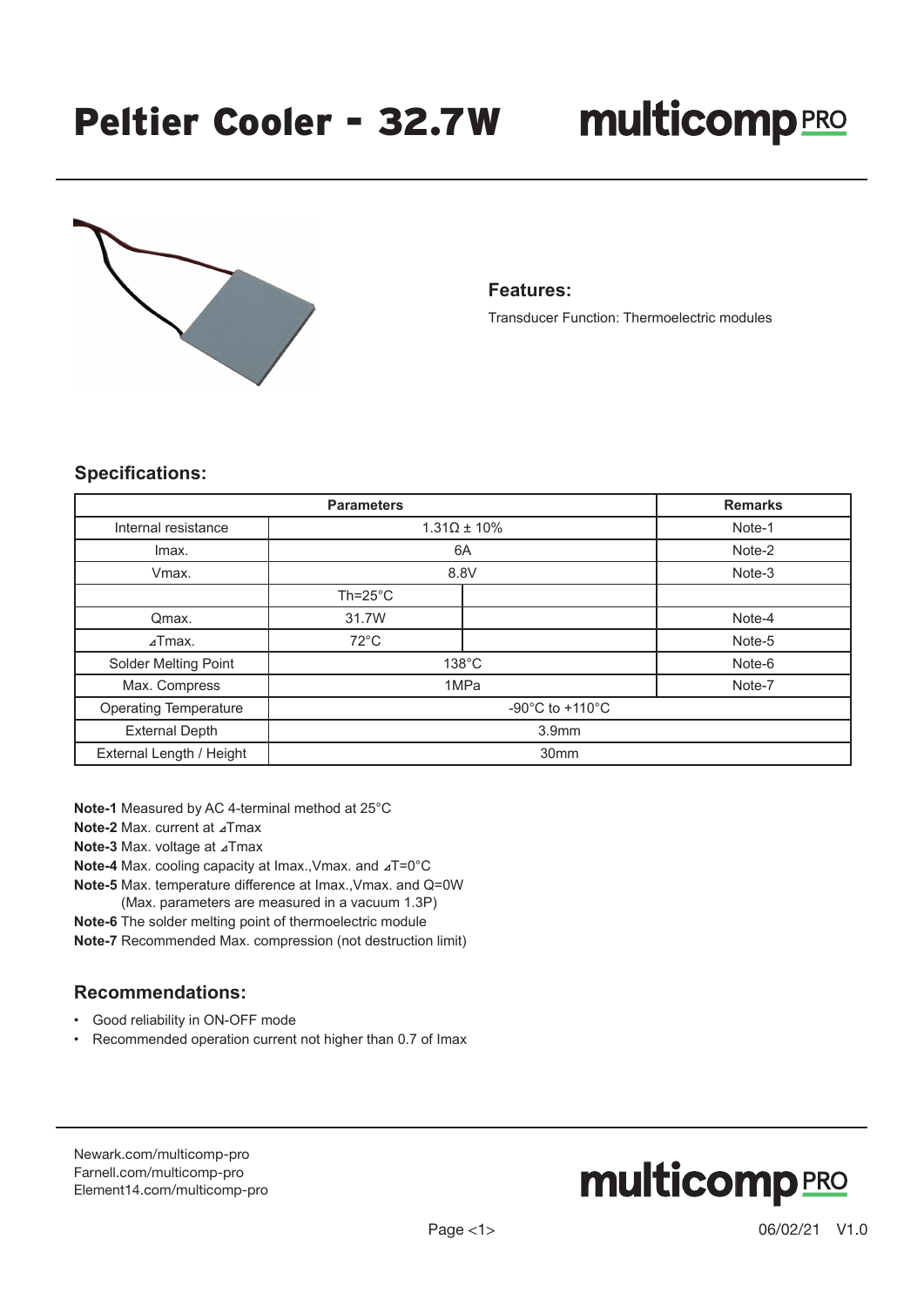# Peltier Cooler - 32.7W

multicomp PRO

## Features:

Transducer Function: Thermoelectric modules

## Specifications:

| Parameters | | | Remarks |
|---|---|---|---|
| Internal resistance | 1.31Ω ± 10% | | Note-1 |
| Imax. | 6A | | Note-2 |
| Vmax. | 8.8V | | Note-3 |
| | Th=25°C | | |
| Qmax. | 31.7W | | Note-4 |
| ⊿Tmax. | 72°C | | Note-5 |
| Solder Melting Point | 138°C | | Note-6 |
| Max. Compress | 1MPa | | Note-7 |
| Operating Temperature | -90°C to +110°C | | |
| External Depth | 3.9mm | | |
| External Length / Height | 30mm | | |

**Note-1** Measured by AC 4-terminal method at 25°C
**Note-2** Max. current at ⊿Tmax
**Note-3** Max. voltage at ⊿Tmax
**Note-4** Max. cooling capacity at Imax.,Vmax. and ⊿T=0°C
**Note-5** Max. temperature difference at Imax.,Vmax. and Q=0W
(Max. parameters are measured in a vacuum 1.3P)
**Note-6** The solder melting point of thermoelectric module
**Note-7** Recommended Max. compression (not destruction limit)

## Recommendations:

- Good reliability in ON-OFF mode
- Recommended operation current not higher than 0.7 of Imax

Newark.com/multicomp-pro
Farnell.com/multicomp-pro
Element14.com/multicomp-pro

06/02/21 V1.0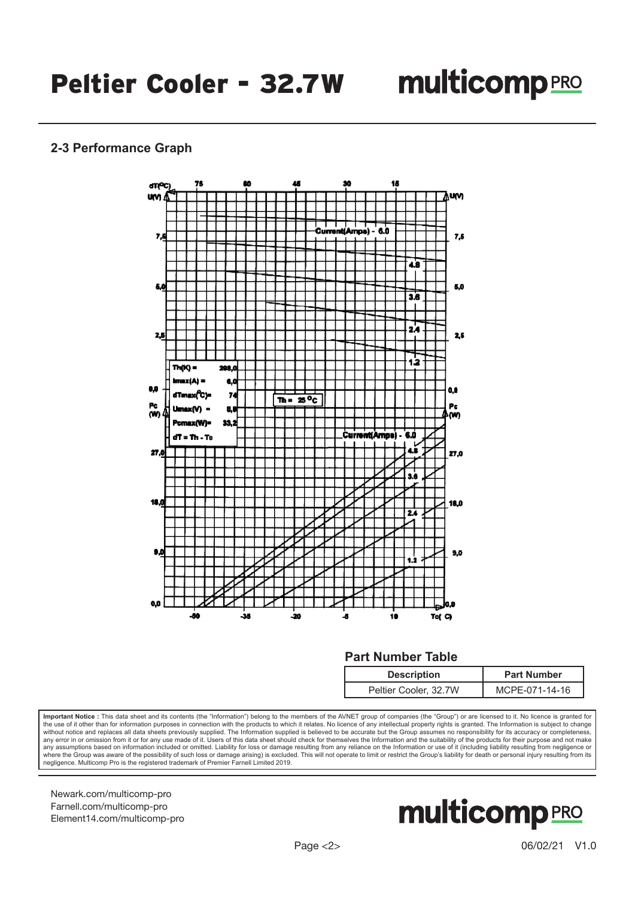## 2-3 Performance Graph

dT(°C)
U(V)

75 60 45 30 15

U(V)

7,5 7,5

5,0 5,0

2,5 2,5

0,0 0,0

Current(Amps) - 6.0

4.8

3.6

2.4

1.2

Th(K) = 298,0
Imax(A) = 6,0
dTmax(°C)= 74
Umax(V) = 8,8
Pcmax(W)= 33,2
dT = Th - Tc

Th = 25 °C

Pc (W) Pc (W)

Current(Amps) - 6.0

4.8

3.6

2.4

1.2

27,0 27,0

18,0 18,0

9,0 9,0

0,0 0,0

-50 -35 -20 -5 10 Tc( C)

### Part Number Table

| Description | Part Number |
|---|---|
| Peltier Cooler, 32.7W | MCPE-071-14-16 |

**Important Notice :** This data sheet and its contents (the "Information") belong to the members of the AVNET group of companies (the "Group") or are licensed to it. No licence is granted for the use of it other than for information purposes in connection with the products to which it relates. No licence of any intellectual property rights is granted. The Information is subject to change without notice and replaces all data sheets previously supplied. The Information supplied is believed to be accurate but the Group assumes no responsibility for its accuracy or completeness, any error in or omission from it or for any use made of it. Users of this data sheet should check for themselves the Information and the suitability of the products for their purpose and not make any assumptions based on information included or omitted. Liability for loss or damage resulting from any reliance on the Information or use of it (including liability resulting from negligence or where the Group was aware of the possibility of such loss or damage arising) is excluded. This will not operate to limit or restrict the Group's liability for death or personal injury resulting from its negligence. Multicomp Pro is the registered trademark of Premier Farnell Limited 2019.

Newark.com/multicomp-pro
Farnell.com/multicomp-pro
Element14.com/multicomp-pro